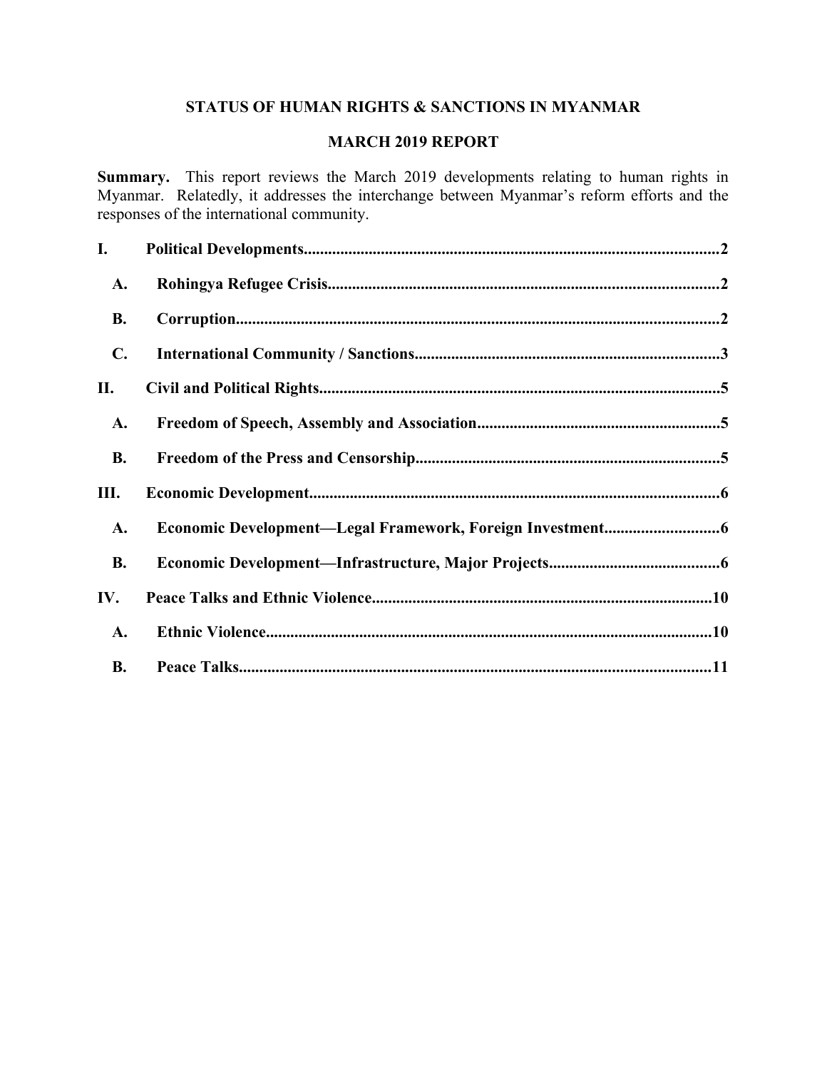# STATUS OF HUMAN RIGHTS & SANCTIONS IN MYANMAR

## MARCH 2019 REPORT

**Summary.** This report reviews the March 2019 developments relating to human rights in Myanmar. Relatedly, it addresses the interchange between Myanmar's reform efforts and the responses of the international community.

**I. Political Developments......2**

- **A. Rohingya Refugee Crisis......2**
- **B. Corruption......2**
- **C. International Community / Sanctions......3**

**II. Civil and Political Rights......5**

- **A. Freedom of Speech, Assembly and Association......5**
- **B. Freedom of the Press and Censorship......5**

**III. Economic Development......6**

- **A. Economic Development—Legal Framework, Foreign Investment......6**
- **B. Economic Development—Infrastructure, Major Projects......6**

**IV. Peace Talks and Ethnic Violence......10**

- **A. Ethnic Violence......10**
- **B. Peace Talks......11**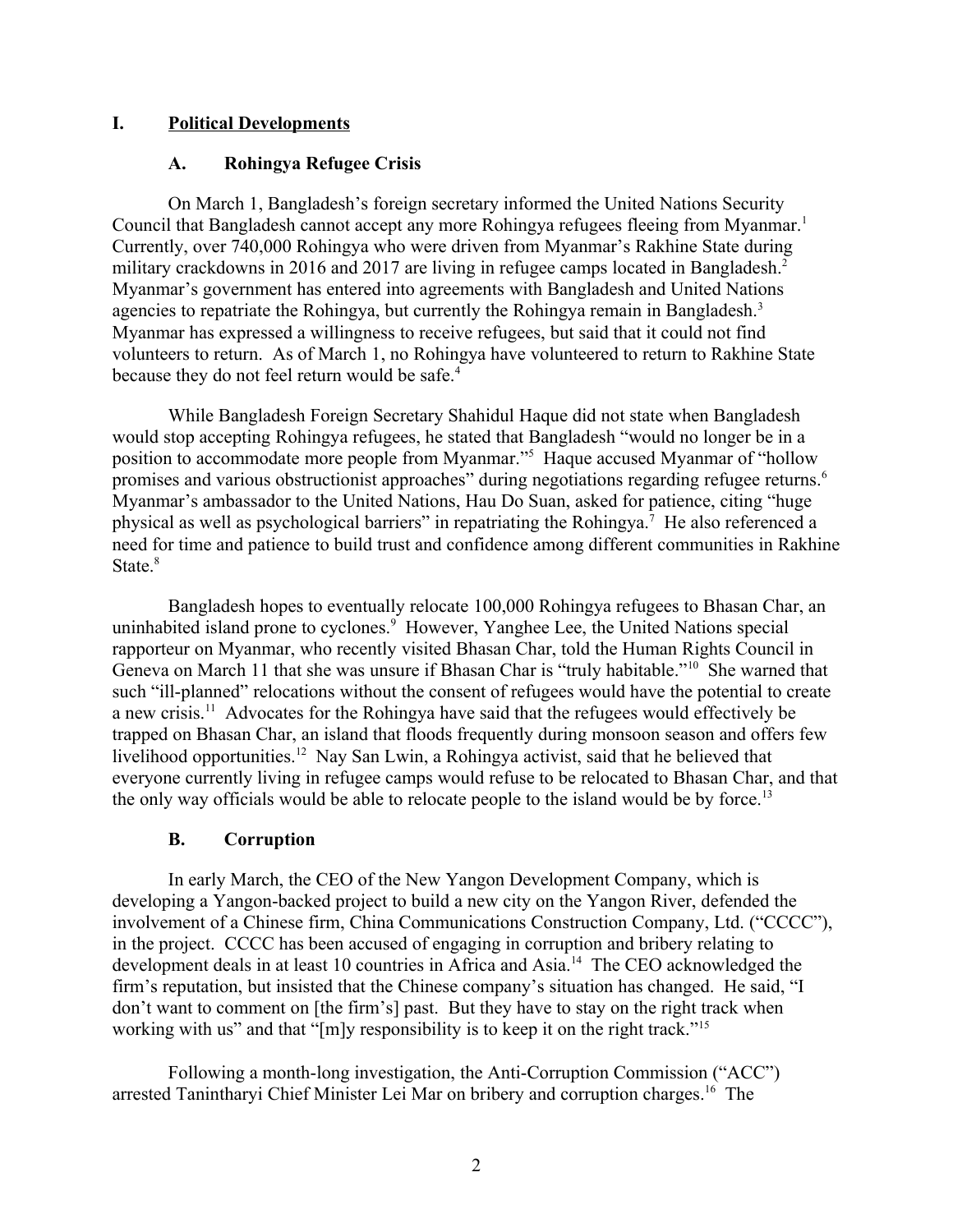# I. Political Developments

## A. Rohingya Refugee Crisis

On March 1, Bangladesh's foreign secretary informed the United Nations Security Council that Bangladesh cannot accept any more Rohingya refugees fleeing from Myanmar.[1] Currently, over 740,000 Rohingya who were driven from Myanmar's Rakhine State during military crackdowns in 2016 and 2017 are living in refugee camps located in Bangladesh.[2] Myanmar's government has entered into agreements with Bangladesh and United Nations agencies to repatriate the Rohingya, but currently the Rohingya remain in Bangladesh.[3] Myanmar has expressed a willingness to receive refugees, but said that it could not find volunteers to return. As of March 1, no Rohingya have volunteered to return to Rakhine State because they do not feel return would be safe.[4]

While Bangladesh Foreign Secretary Shahidul Haque did not state when Bangladesh would stop accepting Rohingya refugees, he stated that Bangladesh "would no longer be in a position to accommodate more people from Myanmar."[5] Haque accused Myanmar of "hollow promises and various obstructionist approaches" during negotiations regarding refugee returns.[6] Myanmar's ambassador to the United Nations, Hau Do Suan, asked for patience, citing "huge physical as well as psychological barriers" in repatriating the Rohingya.[7] He also referenced a need for time and patience to build trust and confidence among different communities in Rakhine State.[8]

Bangladesh hopes to eventually relocate 100,000 Rohingya refugees to Bhasan Char, an uninhabited island prone to cyclones.[9] However, Yanghee Lee, the United Nations special rapporteur on Myanmar, who recently visited Bhasan Char, told the Human Rights Council in Geneva on March 11 that she was unsure if Bhasan Char is "truly habitable."[10] She warned that such "ill-planned" relocations without the consent of refugees would have the potential to create a new crisis.[11] Advocates for the Rohingya have said that the refugees would effectively be trapped on Bhasan Char, an island that floods frequently during monsoon season and offers few livelihood opportunities.[12] Nay San Lwin, a Rohingya activist, said that he believed that everyone currently living in refugee camps would refuse to be relocated to Bhasan Char, and that the only way officials would be able to relocate people to the island would be by force.[13]

## B. Corruption

In early March, the CEO of the New Yangon Development Company, which is developing a Yangon-backed project to build a new city on the Yangon River, defended the involvement of a Chinese firm, China Communications Construction Company, Ltd. ("CCCC"), in the project. CCCC has been accused of engaging in corruption and bribery relating to development deals in at least 10 countries in Africa and Asia.[14] The CEO acknowledged the firm's reputation, but insisted that the Chinese company's situation has changed. He said, "I don't want to comment on [the firm's] past. But they have to stay on the right track when working with us" and that "[m]y responsibility is to keep it on the right track."[15]

Following a month-long investigation, the Anti-Corruption Commission ("ACC") arrested Tanintharyi Chief Minister Lei Mar on bribery and corruption charges.[16] The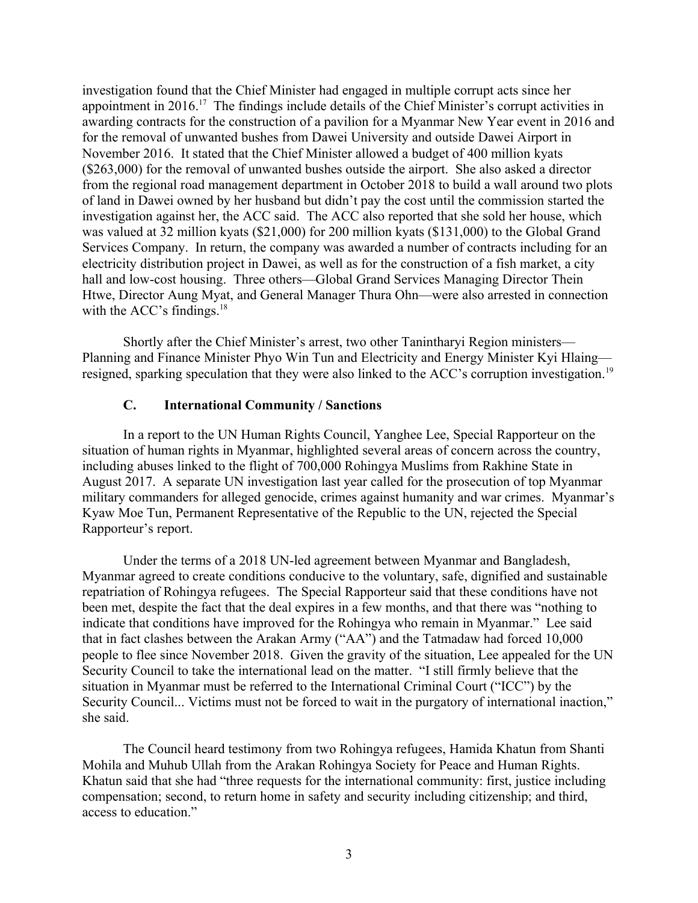investigation found that the Chief Minister had engaged in multiple corrupt acts since her appointment in 2016.[17] The findings include details of the Chief Minister's corrupt activities in awarding contracts for the construction of a pavilion for a Myanmar New Year event in 2016 and for the removal of unwanted bushes from Dawei University and outside Dawei Airport in November 2016. It stated that the Chief Minister allowed a budget of 400 million kyats ($263,000) for the removal of unwanted bushes outside the airport. She also asked a director from the regional road management department in October 2018 to build a wall around two plots of land in Dawei owned by her husband but didn't pay the cost until the commission started the investigation against her, the ACC said. The ACC also reported that she sold her house, which was valued at 32 million kyats ($21,000) for 200 million kyats ($131,000) to the Global Grand Services Company. In return, the company was awarded a number of contracts including for an electricity distribution project in Dawei, as well as for the construction of a fish market, a city hall and low-cost housing. Three others—Global Grand Services Managing Director Thein Htwe, Director Aung Myat, and General Manager Thura Ohn—were also arrested in connection with the ACC's findings.[18]

Shortly after the Chief Minister's arrest, two other Tanintharyi Region ministers—Planning and Finance Minister Phyo Win Tun and Electricity and Energy Minister Kyi Hlaing—resigned, sparking speculation that they were also linked to the ACC's corruption investigation.[19]

### C. International Community / Sanctions

In a report to the UN Human Rights Council, Yanghee Lee, Special Rapporteur on the situation of human rights in Myanmar, highlighted several areas of concern across the country, including abuses linked to the flight of 700,000 Rohingya Muslims from Rakhine State in August 2017. A separate UN investigation last year called for the prosecution of top Myanmar military commanders for alleged genocide, crimes against humanity and war crimes. Myanmar's Kyaw Moe Tun, Permanent Representative of the Republic to the UN, rejected the Special Rapporteur's report.

Under the terms of a 2018 UN-led agreement between Myanmar and Bangladesh, Myanmar agreed to create conditions conducive to the voluntary, safe, dignified and sustainable repatriation of Rohingya refugees. The Special Rapporteur said that these conditions have not been met, despite the fact that the deal expires in a few months, and that there was "nothing to indicate that conditions have improved for the Rohingya who remain in Myanmar." Lee said that in fact clashes between the Arakan Army ("AA") and the Tatmadaw had forced 10,000 people to flee since November 2018. Given the gravity of the situation, Lee appealed for the UN Security Council to take the international lead on the matter. "I still firmly believe that the situation in Myanmar must be referred to the International Criminal Court ("ICC") by the Security Council... Victims must not be forced to wait in the purgatory of international inaction," she said.

The Council heard testimony from two Rohingya refugees, Hamida Khatun from Shanti Mohila and Muhub Ullah from the Arakan Rohingya Society for Peace and Human Rights. Khatun said that she had "three requests for the international community: first, justice including compensation; second, to return home in safety and security including citizenship; and third, access to education."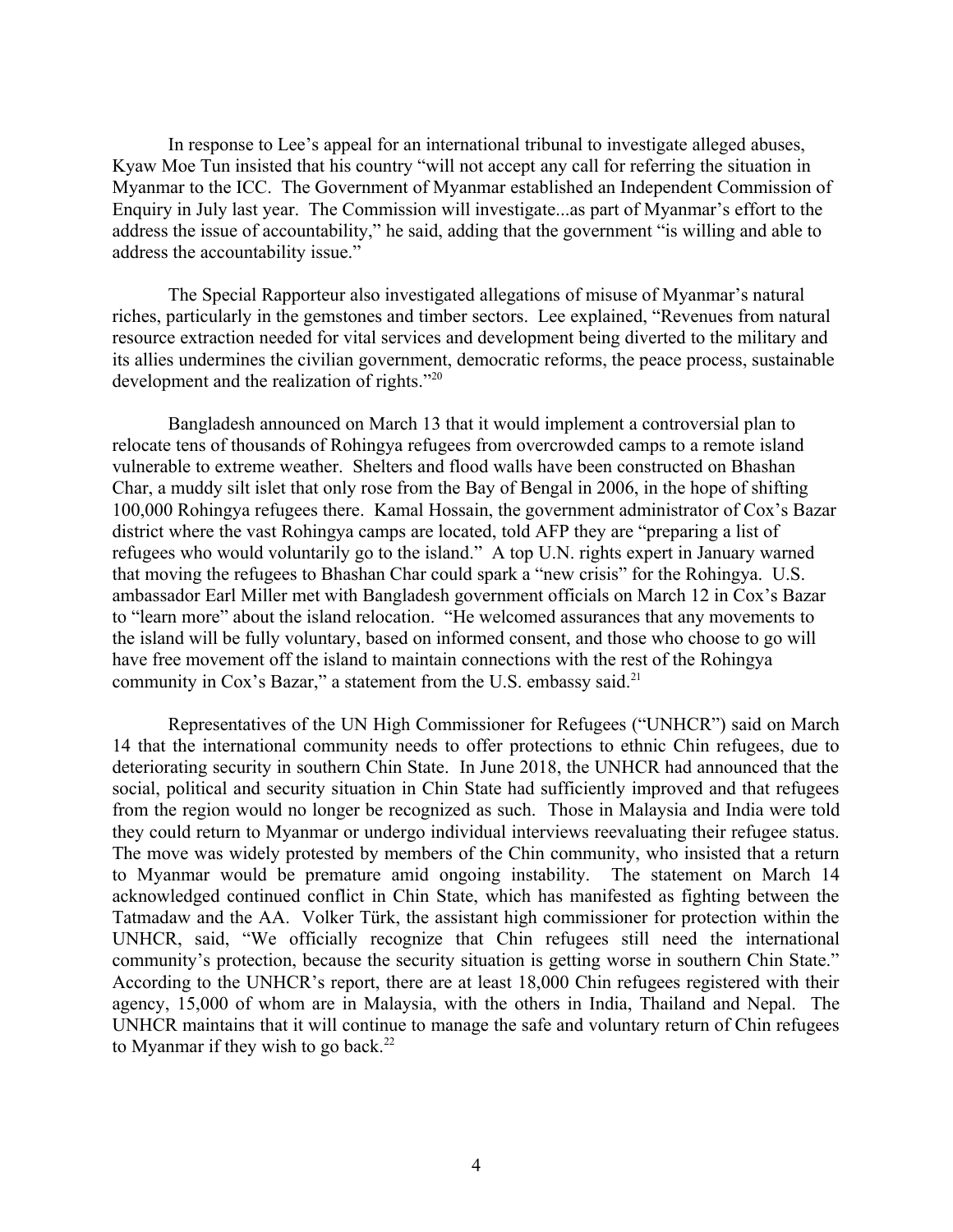In response to Lee's appeal for an international tribunal to investigate alleged abuses, Kyaw Moe Tun insisted that his country "will not accept any call for referring the situation in Myanmar to the ICC. The Government of Myanmar established an Independent Commission of Enquiry in July last year. The Commission will investigate...as part of Myanmar's effort to the address the issue of accountability," he said, adding that the government "is willing and able to address the accountability issue."

The Special Rapporteur also investigated allegations of misuse of Myanmar's natural riches, particularly in the gemstones and timber sectors. Lee explained, "Revenues from natural resource extraction needed for vital services and development being diverted to the military and its allies undermines the civilian government, democratic reforms, the peace process, sustainable development and the realization of rights."[20]

Bangladesh announced on March 13 that it would implement a controversial plan to relocate tens of thousands of Rohingya refugees from overcrowded camps to a remote island vulnerable to extreme weather. Shelters and flood walls have been constructed on Bhashan Char, a muddy silt islet that only rose from the Bay of Bengal in 2006, in the hope of shifting 100,000 Rohingya refugees there. Kamal Hossain, the government administrator of Cox's Bazar district where the vast Rohingya camps are located, told AFP they are "preparing a list of refugees who would voluntarily go to the island." A top U.N. rights expert in January warned that moving the refugees to Bhashan Char could spark a "new crisis" for the Rohingya. U.S. ambassador Earl Miller met with Bangladesh government officials on March 12 in Cox's Bazar to "learn more" about the island relocation. "He welcomed assurances that any movements to the island will be fully voluntary, based on informed consent, and those who choose to go will have free movement off the island to maintain connections with the rest of the Rohingya community in Cox's Bazar," a statement from the U.S. embassy said.[21]

Representatives of the UN High Commissioner for Refugees ("UNHCR") said on March 14 that the international community needs to offer protections to ethnic Chin refugees, due to deteriorating security in southern Chin State. In June 2018, the UNHCR had announced that the social, political and security situation in Chin State had sufficiently improved and that refugees from the region would no longer be recognized as such. Those in Malaysia and India were told they could return to Myanmar or undergo individual interviews reevaluating their refugee status. The move was widely protested by members of the Chin community, who insisted that a return to Myanmar would be premature amid ongoing instability. The statement on March 14 acknowledged continued conflict in Chin State, which has manifested as fighting between the Tatmadaw and the AA. Volker Türk, the assistant high commissioner for protection within the UNHCR, said, "We officially recognize that Chin refugees still need the international community's protection, because the security situation is getting worse in southern Chin State." According to the UNHCR's report, there are at least 18,000 Chin refugees registered with their agency, 15,000 of whom are in Malaysia, with the others in India, Thailand and Nepal. The UNHCR maintains that it will continue to manage the safe and voluntary return of Chin refugees to Myanmar if they wish to go back.[22]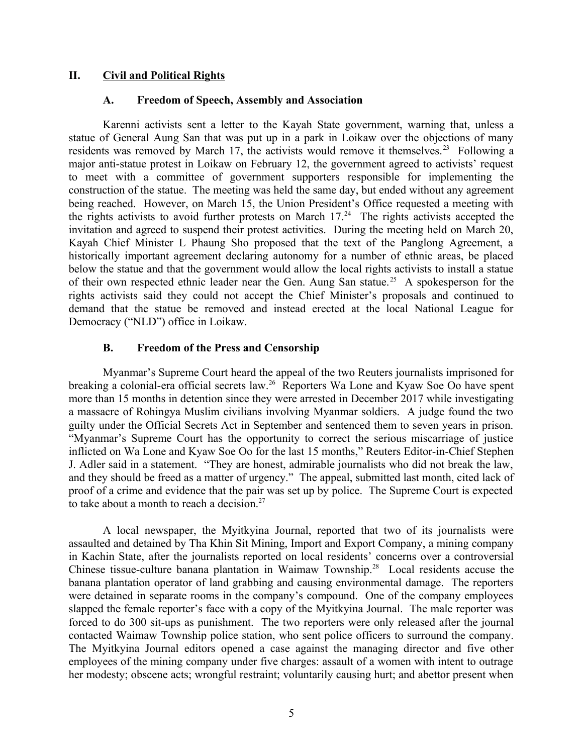## II. Civil and Political Rights

### A. Freedom of Speech, Assembly and Association

Karenni activists sent a letter to the Kayah State government, warning that, unless a statue of General Aung San that was put up in a park in Loikaw over the objections of many residents was removed by March 17, the activists would remove it themselves.[23] Following a major anti-statue protest in Loikaw on February 12, the government agreed to activists' request to meet with a committee of government supporters responsible for implementing the construction of the statue. The meeting was held the same day, but ended without any agreement being reached. However, on March 15, the Union President's Office requested a meeting with the rights activists to avoid further protests on March 17.[24] The rights activists accepted the invitation and agreed to suspend their protest activities. During the meeting held on March 20, Kayah Chief Minister L Phaung Sho proposed that the text of the Panglong Agreement, a historically important agreement declaring autonomy for a number of ethnic areas, be placed below the statue and that the government would allow the local rights activists to install a statue of their own respected ethnic leader near the Gen. Aung San statue.[25] A spokesperson for the rights activists said they could not accept the Chief Minister's proposals and continued to demand that the statue be removed and instead erected at the local National League for Democracy ("NLD") office in Loikaw.

### B. Freedom of the Press and Censorship

Myanmar's Supreme Court heard the appeal of the two Reuters journalists imprisoned for breaking a colonial-era official secrets law.[26] Reporters Wa Lone and Kyaw Soe Oo have spent more than 15 months in detention since they were arrested in December 2017 while investigating a massacre of Rohingya Muslim civilians involving Myanmar soldiers. A judge found the two guilty under the Official Secrets Act in September and sentenced them to seven years in prison. "Myanmar's Supreme Court has the opportunity to correct the serious miscarriage of justice inflicted on Wa Lone and Kyaw Soe Oo for the last 15 months," Reuters Editor-in-Chief Stephen J. Adler said in a statement. "They are honest, admirable journalists who did not break the law, and they should be freed as a matter of urgency." The appeal, submitted last month, cited lack of proof of a crime and evidence that the pair was set up by police. The Supreme Court is expected to take about a month to reach a decision.[27]

A local newspaper, the Myitkyina Journal, reported that two of its journalists were assaulted and detained by Tha Khin Sit Mining, Import and Export Company, a mining company in Kachin State, after the journalists reported on local residents' concerns over a controversial Chinese tissue-culture banana plantation in Waimaw Township.[28] Local residents accuse the banana plantation operator of land grabbing and causing environmental damage. The reporters were detained in separate rooms in the company's compound. One of the company employees slapped the female reporter's face with a copy of the Myitkyina Journal. The male reporter was forced to do 300 sit-ups as punishment. The two reporters were only released after the journal contacted Waimaw Township police station, who sent police officers to surround the company. The Myitkyina Journal editors opened a case against the managing director and five other employees of the mining company under five charges: assault of a women with intent to outrage her modesty; obscene acts; wrongful restraint; voluntarily causing hurt; and abettor present when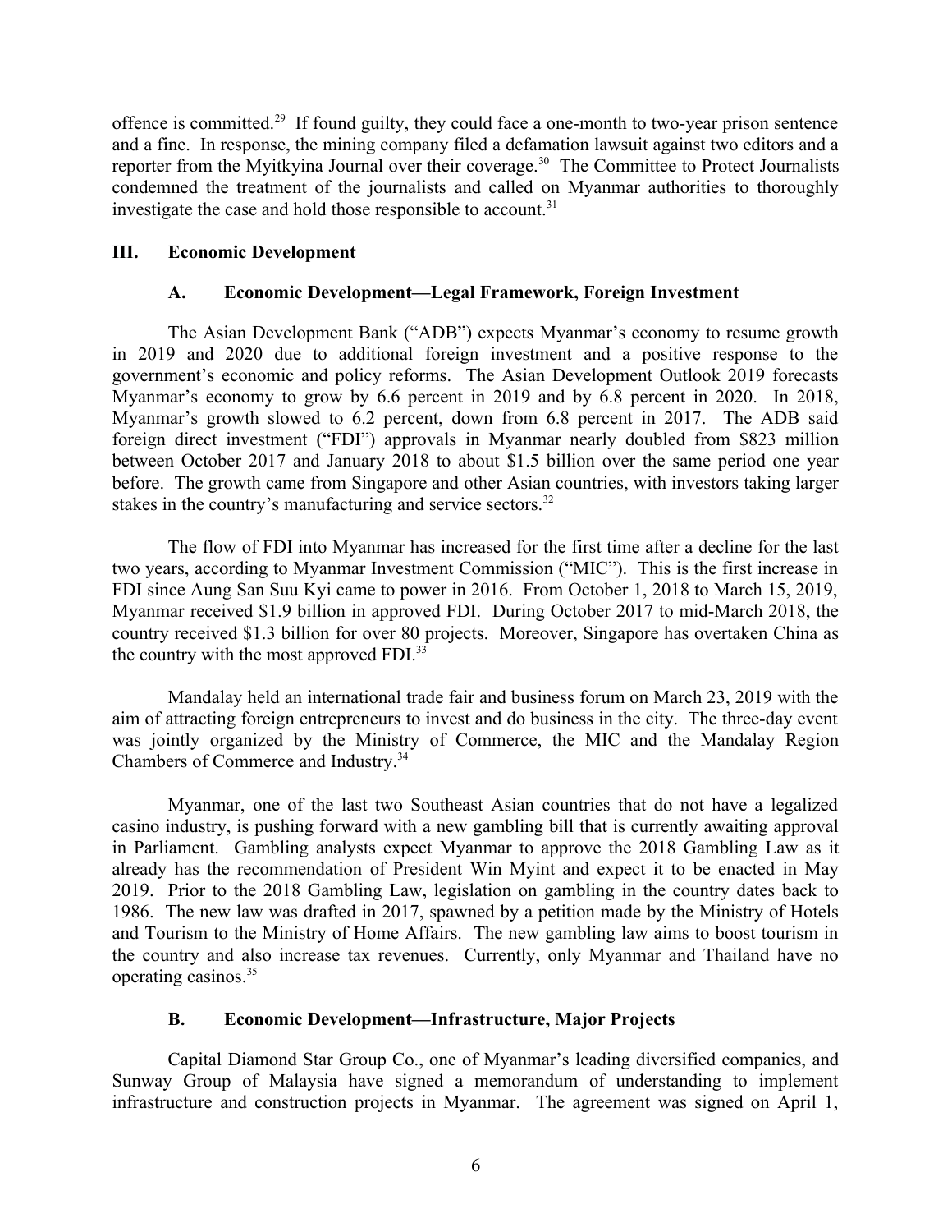offence is committed.[29] If found guilty, they could face a one-month to two-year prison sentence and a fine. In response, the mining company filed a defamation lawsuit against two editors and a reporter from the Myitkyina Journal over their coverage.[30] The Committee to Protect Journalists condemned the treatment of the journalists and called on Myanmar authorities to thoroughly investigate the case and hold those responsible to account.[31]

## III. Economic Development

### A. Economic Development—Legal Framework, Foreign Investment

The Asian Development Bank ("ADB") expects Myanmar's economy to resume growth in 2019 and 2020 due to additional foreign investment and a positive response to the government's economic and policy reforms. The Asian Development Outlook 2019 forecasts Myanmar's economy to grow by 6.6 percent in 2019 and by 6.8 percent in 2020. In 2018, Myanmar's growth slowed to 6.2 percent, down from 6.8 percent in 2017. The ADB said foreign direct investment ("FDI") approvals in Myanmar nearly doubled from $823 million between October 2017 and January 2018 to about $1.5 billion over the same period one year before. The growth came from Singapore and other Asian countries, with investors taking larger stakes in the country's manufacturing and service sectors.[32]

The flow of FDI into Myanmar has increased for the first time after a decline for the last two years, according to Myanmar Investment Commission ("MIC"). This is the first increase in FDI since Aung San Suu Kyi came to power in 2016. From October 1, 2018 to March 15, 2019, Myanmar received $1.9 billion in approved FDI. During October 2017 to mid-March 2018, the country received $1.3 billion for over 80 projects. Moreover, Singapore has overtaken China as the country with the most approved FDI.[33]

Mandalay held an international trade fair and business forum on March 23, 2019 with the aim of attracting foreign entrepreneurs to invest and do business in the city. The three-day event was jointly organized by the Ministry of Commerce, the MIC and the Mandalay Region Chambers of Commerce and Industry.[34]

Myanmar, one of the last two Southeast Asian countries that do not have a legalized casino industry, is pushing forward with a new gambling bill that is currently awaiting approval in Parliament. Gambling analysts expect Myanmar to approve the 2018 Gambling Law as it already has the recommendation of President Win Myint and expect it to be enacted in May 2019. Prior to the 2018 Gambling Law, legislation on gambling in the country dates back to 1986. The new law was drafted in 2017, spawned by a petition made by the Ministry of Hotels and Tourism to the Ministry of Home Affairs. The new gambling law aims to boost tourism in the country and also increase tax revenues. Currently, only Myanmar and Thailand have no operating casinos.[35]

### B. Economic Development—Infrastructure, Major Projects

Capital Diamond Star Group Co., one of Myanmar's leading diversified companies, and Sunway Group of Malaysia have signed a memorandum of understanding to implement infrastructure and construction projects in Myanmar. The agreement was signed on April 1,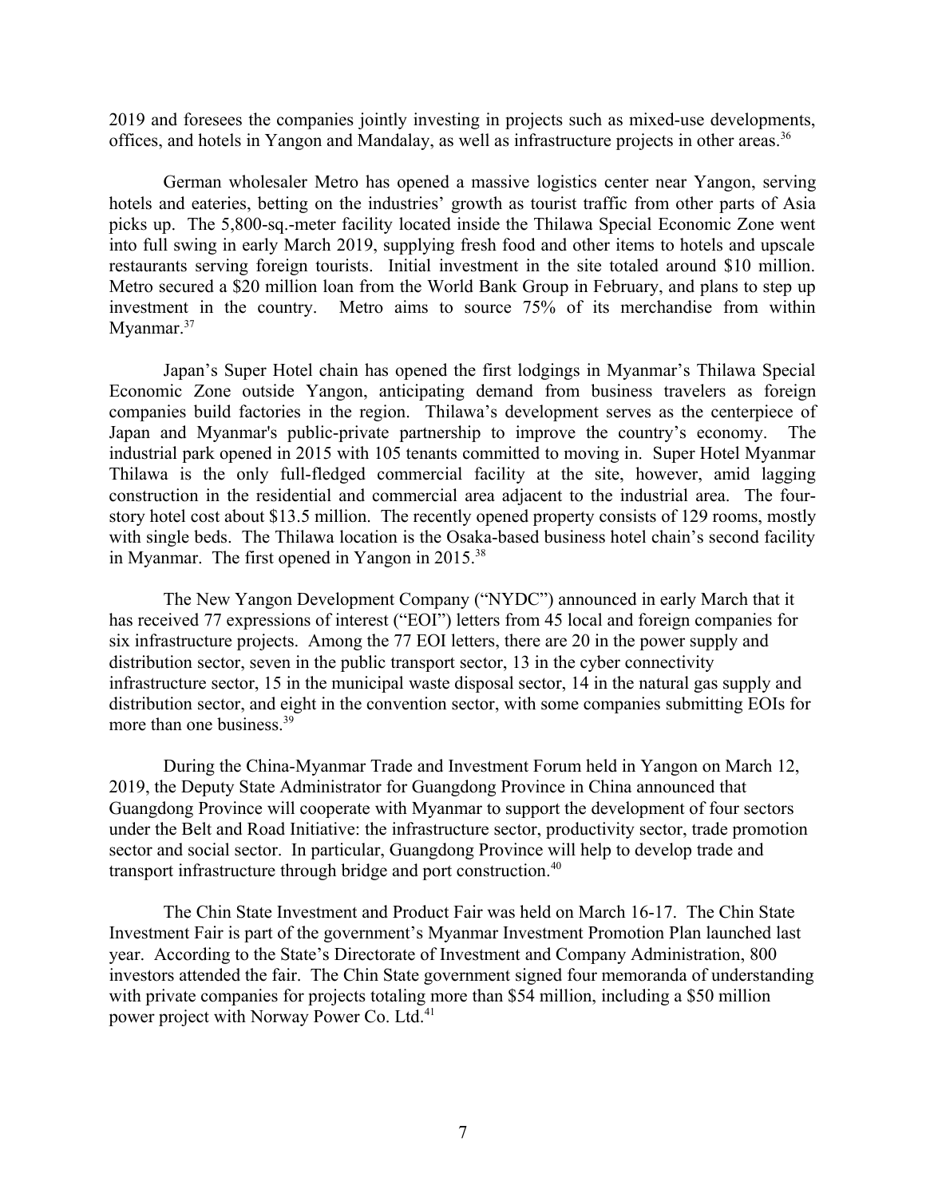2019 and foresees the companies jointly investing in projects such as mixed-use developments, offices, and hotels in Yangon and Mandalay, as well as infrastructure projects in other areas.[36]

German wholesaler Metro has opened a massive logistics center near Yangon, serving hotels and eateries, betting on the industries' growth as tourist traffic from other parts of Asia picks up. The 5,800-sq.-meter facility located inside the Thilawa Special Economic Zone went into full swing in early March 2019, supplying fresh food and other items to hotels and upscale restaurants serving foreign tourists. Initial investment in the site totaled around $10 million. Metro secured a $20 million loan from the World Bank Group in February, and plans to step up investment in the country. Metro aims to source 75% of its merchandise from within Myanmar.[37]

Japan's Super Hotel chain has opened the first lodgings in Myanmar's Thilawa Special Economic Zone outside Yangon, anticipating demand from business travelers as foreign companies build factories in the region. Thilawa's development serves as the centerpiece of Japan and Myanmar's public-private partnership to improve the country's economy. The industrial park opened in 2015 with 105 tenants committed to moving in. Super Hotel Myanmar Thilawa is the only full-fledged commercial facility at the site, however, amid lagging construction in the residential and commercial area adjacent to the industrial area. The four-story hotel cost about $13.5 million. The recently opened property consists of 129 rooms, mostly with single beds. The Thilawa location is the Osaka-based business hotel chain's second facility in Myanmar. The first opened in Yangon in 2015.[38]

The New Yangon Development Company ("NYDC") announced in early March that it has received 77 expressions of interest ("EOI") letters from 45 local and foreign companies for six infrastructure projects. Among the 77 EOI letters, there are 20 in the power supply and distribution sector, seven in the public transport sector, 13 in the cyber connectivity infrastructure sector, 15 in the municipal waste disposal sector, 14 in the natural gas supply and distribution sector, and eight in the convention sector, with some companies submitting EOIs for more than one business.[39]

During the China-Myanmar Trade and Investment Forum held in Yangon on March 12, 2019, the Deputy State Administrator for Guangdong Province in China announced that Guangdong Province will cooperate with Myanmar to support the development of four sectors under the Belt and Road Initiative: the infrastructure sector, productivity sector, trade promotion sector and social sector. In particular, Guangdong Province will help to develop trade and transport infrastructure through bridge and port construction.[40]

The Chin State Investment and Product Fair was held on March 16-17. The Chin State Investment Fair is part of the government's Myanmar Investment Promotion Plan launched last year. According to the State's Directorate of Investment and Company Administration, 800 investors attended the fair. The Chin State government signed four memoranda of understanding with private companies for projects totaling more than $54 million, including a $50 million power project with Norway Power Co. Ltd.[41]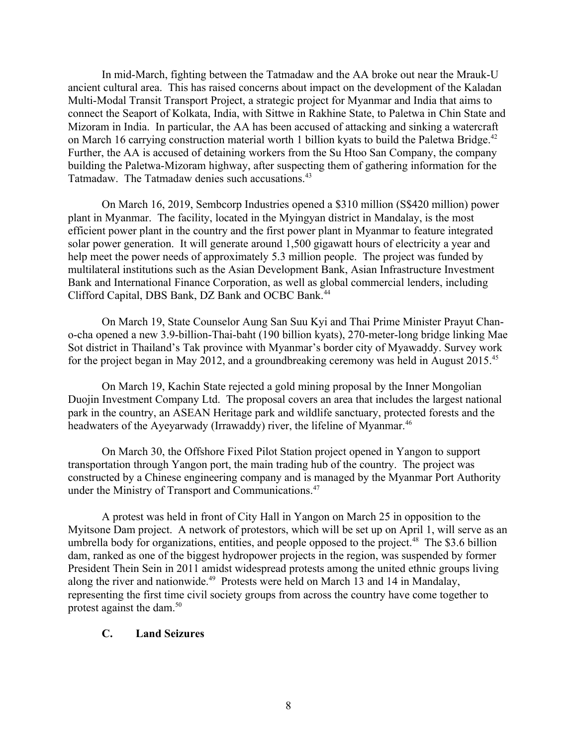In mid-March, fighting between the Tatmadaw and the AA broke out near the Mrauk-U ancient cultural area. This has raised concerns about impact on the development of the Kaladan Multi-Modal Transit Transport Project, a strategic project for Myanmar and India that aims to connect the Seaport of Kolkata, India, with Sittwe in Rakhine State, to Paletwa in Chin State and Mizoram in India. In particular, the AA has been accused of attacking and sinking a watercraft on March 16 carrying construction material worth 1 billion kyats to build the Paletwa Bridge.[42] Further, the AA is accused of detaining workers from the Su Htoo San Company, the company building the Paletwa-Mizoram highway, after suspecting them of gathering information for the Tatmadaw. The Tatmadaw denies such accusations.[43]

On March 16, 2019, Sembcorp Industries opened a $310 million (S$420 million) power plant in Myanmar. The facility, located in the Myingyan district in Mandalay, is the most efficient power plant in the country and the first power plant in Myanmar to feature integrated solar power generation. It will generate around 1,500 gigawatt hours of electricity a year and help meet the power needs of approximately 5.3 million people. The project was funded by multilateral institutions such as the Asian Development Bank, Asian Infrastructure Investment Bank and International Finance Corporation, as well as global commercial lenders, including Clifford Capital, DBS Bank, DZ Bank and OCBC Bank.[44]

On March 19, State Counselor Aung San Suu Kyi and Thai Prime Minister Prayut Chan-o-cha opened a new 3.9-billion-Thai-baht (190 billion kyats), 270-meter-long bridge linking Mae Sot district in Thailand's Tak province with Myanmar's border city of Myawaddy. Survey work for the project began in May 2012, and a groundbreaking ceremony was held in August 2015.[45]

On March 19, Kachin State rejected a gold mining proposal by the Inner Mongolian Duojin Investment Company Ltd. The proposal covers an area that includes the largest national park in the country, an ASEAN Heritage park and wildlife sanctuary, protected forests and the headwaters of the Ayeyarwady (Irrawaddy) river, the lifeline of Myanmar.[46]

On March 30, the Offshore Fixed Pilot Station project opened in Yangon to support transportation through Yangon port, the main trading hub of the country. The project was constructed by a Chinese engineering company and is managed by the Myanmar Port Authority under the Ministry of Transport and Communications.[47]

A protest was held in front of City Hall in Yangon on March 25 in opposition to the Myitsone Dam project. A network of protestors, which will be set up on April 1, will serve as an umbrella body for organizations, entities, and people opposed to the project.[48] The $3.6 billion dam, ranked as one of the biggest hydropower projects in the region, was suspended by former President Thein Sein in 2011 amidst widespread protests among the united ethnic groups living along the river and nationwide.[49] Protests were held on March 13 and 14 in Mandalay, representing the first time civil society groups from across the country have come together to protest against the dam.[50]

### C. Land Seizures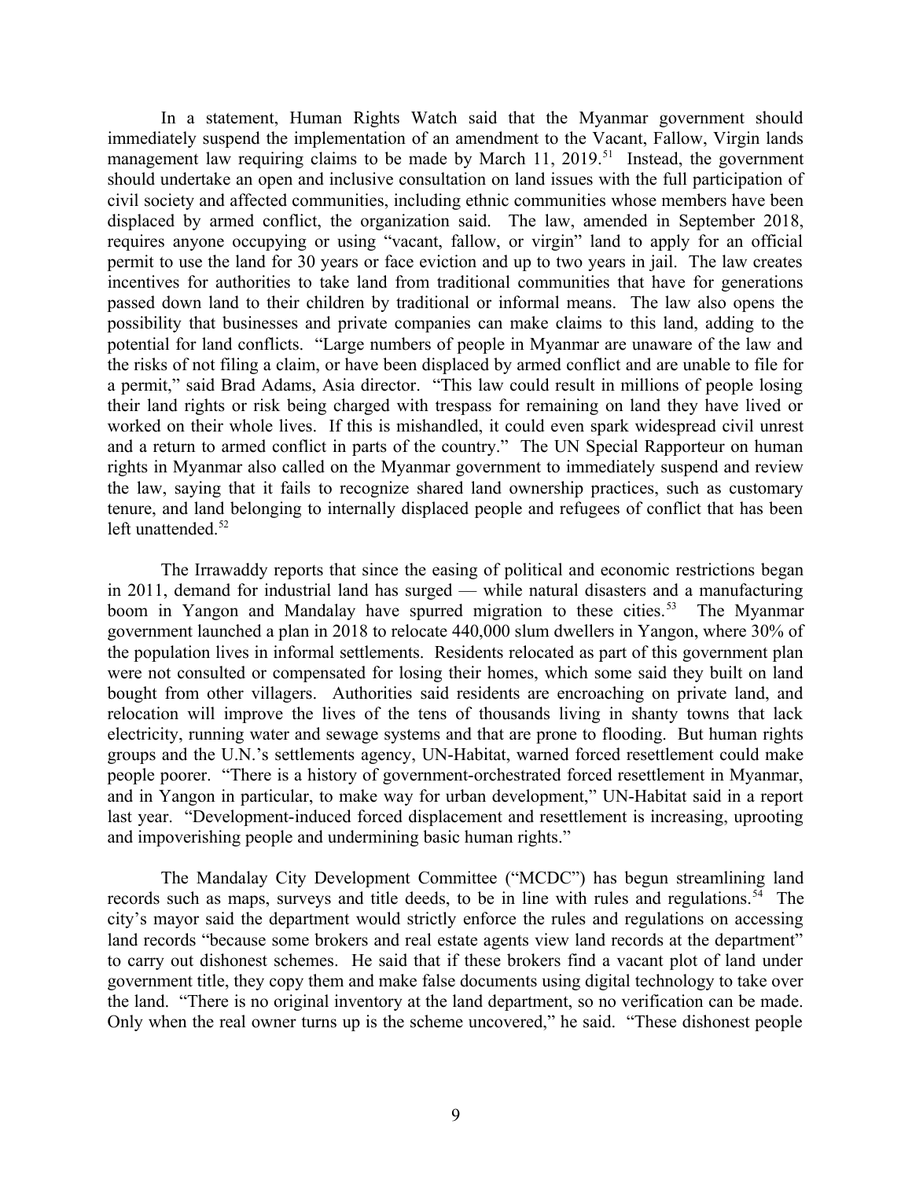In a statement, Human Rights Watch said that the Myanmar government should immediately suspend the implementation of an amendment to the Vacant, Fallow, Virgin lands management law requiring claims to be made by March 11, 2019.[51] Instead, the government should undertake an open and inclusive consultation on land issues with the full participation of civil society and affected communities, including ethnic communities whose members have been displaced by armed conflict, the organization said. The law, amended in September 2018, requires anyone occupying or using "vacant, fallow, or virgin" land to apply for an official permit to use the land for 30 years or face eviction and up to two years in jail. The law creates incentives for authorities to take land from traditional communities that have for generations passed down land to their children by traditional or informal means. The law also opens the possibility that businesses and private companies can make claims to this land, adding to the potential for land conflicts. "Large numbers of people in Myanmar are unaware of the law and the risks of not filing a claim, or have been displaced by armed conflict and are unable to file for a permit," said Brad Adams, Asia director. "This law could result in millions of people losing their land rights or risk being charged with trespass for remaining on land they have lived or worked on their whole lives. If this is mishandled, it could even spark widespread civil unrest and a return to armed conflict in parts of the country." The UN Special Rapporteur on human rights in Myanmar also called on the Myanmar government to immediately suspend and review the law, saying that it fails to recognize shared land ownership practices, such as customary tenure, and land belonging to internally displaced people and refugees of conflict that has been left unattended.[52]

The Irrawaddy reports that since the easing of political and economic restrictions began in 2011, demand for industrial land has surged — while natural disasters and a manufacturing boom in Yangon and Mandalay have spurred migration to these cities.[53] The Myanmar government launched a plan in 2018 to relocate 440,000 slum dwellers in Yangon, where 30% of the population lives in informal settlements. Residents relocated as part of this government plan were not consulted or compensated for losing their homes, which some said they built on land bought from other villagers. Authorities said residents are encroaching on private land, and relocation will improve the lives of the tens of thousands living in shanty towns that lack electricity, running water and sewage systems and that are prone to flooding. But human rights groups and the U.N.'s settlements agency, UN-Habitat, warned forced resettlement could make people poorer. "There is a history of government-orchestrated forced resettlement in Myanmar, and in Yangon in particular, to make way for urban development," UN-Habitat said in a report last year. "Development-induced forced displacement and resettlement is increasing, uprooting and impoverishing people and undermining basic human rights."

The Mandalay City Development Committee ("MCDC") has begun streamlining land records such as maps, surveys and title deeds, to be in line with rules and regulations.[54] The city's mayor said the department would strictly enforce the rules and regulations on accessing land records "because some brokers and real estate agents view land records at the department" to carry out dishonest schemes. He said that if these brokers find a vacant plot of land under government title, they copy them and make false documents using digital technology to take over the land. "There is no original inventory at the land department, so no verification can be made. Only when the real owner turns up is the scheme uncovered," he said. "These dishonest people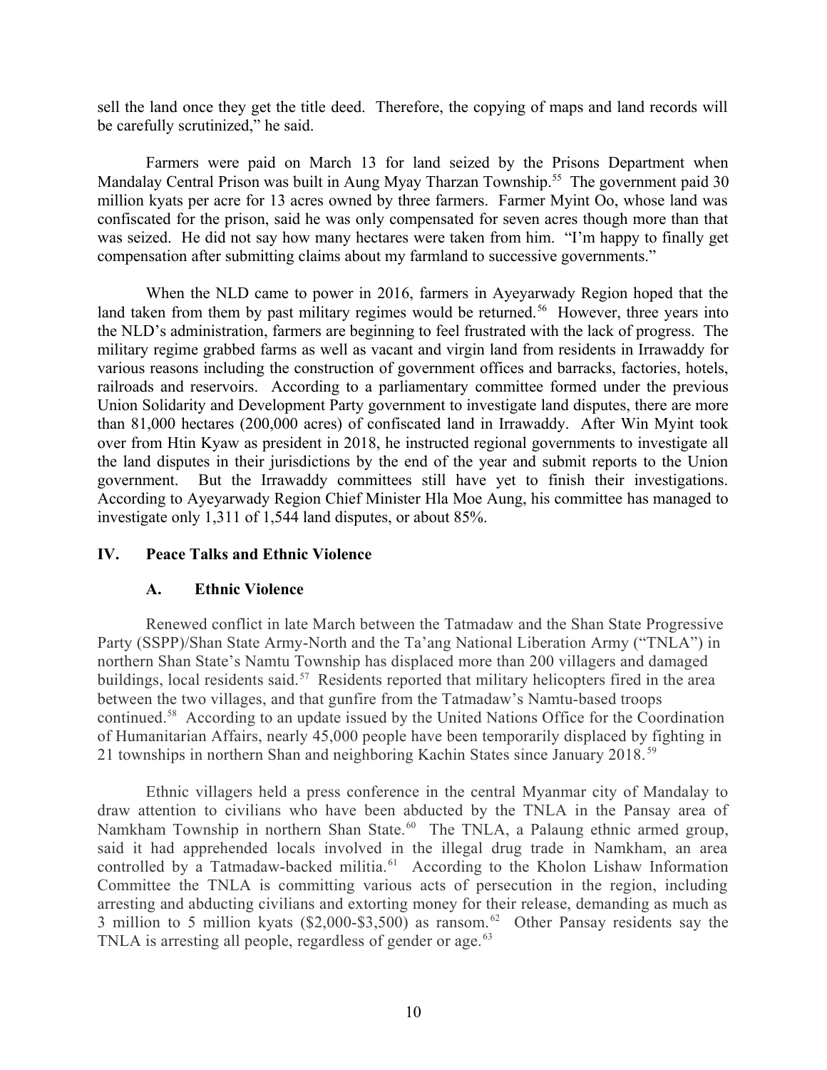sell the land once they get the title deed. Therefore, the copying of maps and land records will be carefully scrutinized," he said.

Farmers were paid on March 13 for land seized by the Prisons Department when Mandalay Central Prison was built in Aung Myay Tharzan Township.[55] The government paid 30 million kyats per acre for 13 acres owned by three farmers. Farmer Myint Oo, whose land was confiscated for the prison, said he was only compensated for seven acres though more than that was seized. He did not say how many hectares were taken from him. "I'm happy to finally get compensation after submitting claims about my farmland to successive governments."

When the NLD came to power in 2016, farmers in Ayeyarwady Region hoped that the land taken from them by past military regimes would be returned.[56] However, three years into the NLD's administration, farmers are beginning to feel frustrated with the lack of progress. The military regime grabbed farms as well as vacant and virgin land from residents in Irrawaddy for various reasons including the construction of government offices and barracks, factories, hotels, railroads and reservoirs. According to a parliamentary committee formed under the previous Union Solidarity and Development Party government to investigate land disputes, there are more than 81,000 hectares (200,000 acres) of confiscated land in Irrawaddy. After Win Myint took over from Htin Kyaw as president in 2018, he instructed regional governments to investigate all the land disputes in their jurisdictions by the end of the year and submit reports to the Union government. But the Irrawaddy committees still have yet to finish their investigations. According to Ayeyarwady Region Chief Minister Hla Moe Aung, his committee has managed to investigate only 1,311 of 1,544 land disputes, or about 85%.

## IV. Peace Talks and Ethnic Violence

### A. Ethnic Violence

Renewed conflict in late March between the Tatmadaw and the Shan State Progressive Party (SSPP)/Shan State Army-North and the Ta'ang National Liberation Army ("TNLA") in northern Shan State's Namtu Township has displaced more than 200 villagers and damaged buildings, local residents said.[57] Residents reported that military helicopters fired in the area between the two villages, and that gunfire from the Tatmadaw's Namtu-based troops continued.[58] According to an update issued by the United Nations Office for the Coordination of Humanitarian Affairs, nearly 45,000 people have been temporarily displaced by fighting in 21 townships in northern Shan and neighboring Kachin States since January 2018.[59]

Ethnic villagers held a press conference in the central Myanmar city of Mandalay to draw attention to civilians who have been abducted by the TNLA in the Pansay area of Namkham Township in northern Shan State.[60] The TNLA, a Palaung ethnic armed group, said it had apprehended locals involved in the illegal drug trade in Namkham, an area controlled by a Tatmadaw-backed militia.[61] According to the Kholon Lishaw Information Committee the TNLA is committing various acts of persecution in the region, including arresting and abducting civilians and extorting money for their release, demanding as much as 3 million to 5 million kyats ($2,000-$3,500) as ransom.[62] Other Pansay residents say the TNLA is arresting all people, regardless of gender or age.[63]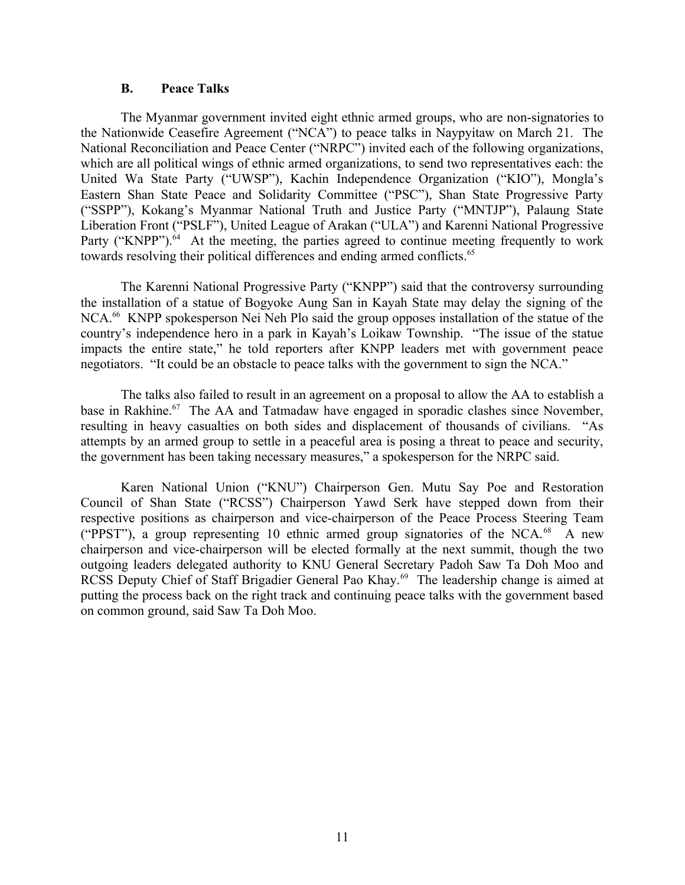### B. Peace Talks

The Myanmar government invited eight ethnic armed groups, who are non-signatories to the Nationwide Ceasefire Agreement ("NCA") to peace talks in Naypyitaw on March 21. The National Reconciliation and Peace Center ("NRPC") invited each of the following organizations, which are all political wings of ethnic armed organizations, to send two representatives each: the United Wa State Party ("UWSP"), Kachin Independence Organization ("KIO"), Mongla's Eastern Shan State Peace and Solidarity Committee ("PSC"), Shan State Progressive Party ("SSPP"), Kokang's Myanmar National Truth and Justice Party ("MNTJP"), Palaung State Liberation Front ("PSLF"), United League of Arakan ("ULA") and Karenni National Progressive Party ("KNPP").[64] At the meeting, the parties agreed to continue meeting frequently to work towards resolving their political differences and ending armed conflicts.[65]

The Karenni National Progressive Party ("KNPP") said that the controversy surrounding the installation of a statue of Bogyoke Aung San in Kayah State may delay the signing of the NCA.[66] KNPP spokesperson Nei Neh Plo said the group opposes installation of the statue of the country's independence hero in a park in Kayah's Loikaw Township. "The issue of the statue impacts the entire state," he told reporters after KNPP leaders met with government peace negotiators. "It could be an obstacle to peace talks with the government to sign the NCA."

The talks also failed to result in an agreement on a proposal to allow the AA to establish a base in Rakhine.[67] The AA and Tatmadaw have engaged in sporadic clashes since November, resulting in heavy casualties on both sides and displacement of thousands of civilians. "As attempts by an armed group to settle in a peaceful area is posing a threat to peace and security, the government has been taking necessary measures," a spokesperson for the NRPC said.

Karen National Union ("KNU") Chairperson Gen. Mutu Say Poe and Restoration Council of Shan State ("RCSS") Chairperson Yawd Serk have stepped down from their respective positions as chairperson and vice-chairperson of the Peace Process Steering Team ("PPST"), a group representing 10 ethnic armed group signatories of the NCA.[68] A new chairperson and vice-chairperson will be elected formally at the next summit, though the two outgoing leaders delegated authority to KNU General Secretary Padoh Saw Ta Doh Moo and RCSS Deputy Chief of Staff Brigadier General Pao Khay.[69] The leadership change is aimed at putting the process back on the right track and continuing peace talks with the government based on common ground, said Saw Ta Doh Moo.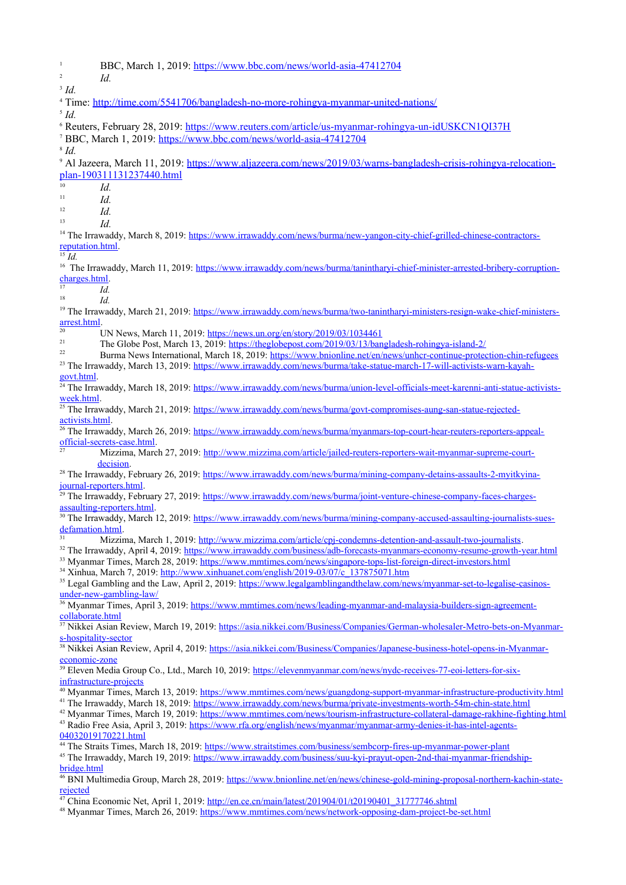[1] BBC, March 1, 2019: https://www.bbc.com/news/world-asia-47412704

[2] *Id.*

[3] *Id.*

[4] Time: http://time.com/5541706/bangladesh-no-more-rohingya-myanmar-united-nations/

[5] *Id.*

[6] Reuters, February 28, 2019: https://www.reuters.com/article/us-myanmar-rohingya-un-idUSKCN1QI37H

[7] BBC, March 1, 2019: https://www.bbc.com/news/world-asia-47412704

[8] *Id.*

[9] Al Jazeera, March 11, 2019: https://www.aljazeera.com/news/2019/03/warns-bangladesh-crisis-rohingya-relocation-plan-190311131237440.html

[10] *Id.*

[11] *Id.*

[12] *Id.*

[13] *Id.*

[14] The Irrawaddy, March 8, 2019: https://www.irrawaddy.com/news/burma/new-yangon-city-chief-grilled-chinese-contractors-reputation.html.

[15] *Id.*

[16] The Irrawaddy, March 11, 2019: https://www.irrawaddy.com/news/burma/tanintharyi-chief-minister-arrested-bribery-corruption-charges.html.

[17] *Id.*

[18] *Id.*

[19] The Irrawaddy, March 21, 2019: https://www.irrawaddy.com/news/burma/two-tanintharyi-ministers-resign-wake-chief-ministers-arrest.html.

[20] UN News, March 11, 2019: https://news.un.org/en/story/2019/03/1034461

[21] The Globe Post, March 13, 2019: https://theglobepost.com/2019/03/13/bangladesh-rohingya-island-2/

[22] Burma News International, March 18, 2019: https://www.bnionline.net/en/news/unhcr-continue-protection-chin-refugees

[23] The Irrawaddy, March 13, 2019: https://www.irrawaddy.com/news/burma/take-statue-march-17-will-activists-warn-kayah-govt.html.

[24] The Irrawaddy, March 18, 2019: https://www.irrawaddy.com/news/burma/union-level-officials-meet-karenni-anti-statue-activists-week.html.

[25] The Irrawaddy, March 21, 2019: https://www.irrawaddy.com/news/burma/govt-compromises-aung-san-statue-rejected-activists.html.

[26] The Irrawaddy, March 26, 2019: https://www.irrawaddy.com/news/burma/myanmars-top-court-hear-reuters-reporters-appeal-official-secrets-case.html.

[27] Mizzima, March 27, 2019: http://www.mizzima.com/article/jailed-reuters-reporters-wait-myanmar-supreme-court-decision.

[28] The Irrawaddy, February 26, 2019: https://www.irrawaddy.com/news/burma/mining-company-detains-assaults-2-myitkyina-journal-reporters.html.

[29] The Irrawaddy, February 27, 2019: https://www.irrawaddy.com/news/burma/joint-venture-chinese-company-faces-charges-assaulting-reporters.html.

[30] The Irrawaddy, March 12, 2019: https://www.irrawaddy.com/news/burma/mining-company-accused-assaulting-journalists-sues-defamation.html.

[31] Mizzima, March 1, 2019: http://www.mizzima.com/article/cpj-condemns-detention-and-assault-two-journalists.

[32] The Irrawaddy, April 4, 2019: https://www.irrawaddy.com/business/adb-forecasts-myanmars-economy-resume-growth-year.html

[33] Myanmar Times, March 28, 2019: https://www.mmtimes.com/news/singapore-tops-list-foreign-direct-investors.html

[34] Xinhua, March 7, 2019: http://www.xinhuanet.com/english/2019-03/07/c_137875071.htm

[35] Legal Gambling and the Law, April 2, 2019: https://www.legalgamblingandthelaw.com/news/myanmar-set-to-legalise-casinos-under-new-gambling-law/

[36] Myanmar Times, April 3, 2019: https://www.mmtimes.com/news/leading-myanmar-and-malaysia-builders-sign-agreement-collaborate.html

[37] Nikkei Asian Review, March 19, 2019: https://asia.nikkei.com/Business/Companies/German-wholesaler-Metro-bets-on-Myanmar-s-hospitality-sector

[38] Nikkei Asian Review, April 4, 2019: https://asia.nikkei.com/Business/Companies/Japanese-business-hotel-opens-in-Myanmar-economic-zone

[39] Eleven Media Group Co., Ltd., March 10, 2019: https://elevenmyanmar.com/news/nydc-receives-77-eoi-letters-for-six-infrastructure-projects

[40] Myanmar Times, March 13, 2019: https://www.mmtimes.com/news/guangdong-support-myanmar-infrastructure-productivity.html

[41] The Irrawaddy, March 18, 2019: https://www.irrawaddy.com/news/burma/private-investments-worth-54m-chin-state.html

[42] Myanmar Times, March 19, 2019: https://www.mmtimes.com/news/tourism-infrastructure-collateral-damage-rakhine-fighting.html

[43] Radio Free Asia, April 3, 2019: https://www.rfa.org/english/news/myanmar/myanmar-army-denies-it-has-intel-agents-04032019170221.html

[44] The Straits Times, March 18, 2019: https://www.straitstimes.com/business/sembcorp-fires-up-myanmar-power-plant

[45] The Irrawaddy, March 19, 2019: https://www.irrawaddy.com/business/suu-kyi-prayut-open-2nd-thai-myanmar-friendship-bridge.html

[46] BNI Multimedia Group, March 28, 2019: https://www.bnionline.net/en/news/chinese-gold-mining-proposal-northern-kachin-state-rejected

[47] China Economic Net, April 1, 2019: http://en.ce.cn/main/latest/201904/01/t20190401_31777746.shtml

[48] Myanmar Times, March 26, 2019: https://www.mmtimes.com/news/network-opposing-dam-project-be-set.html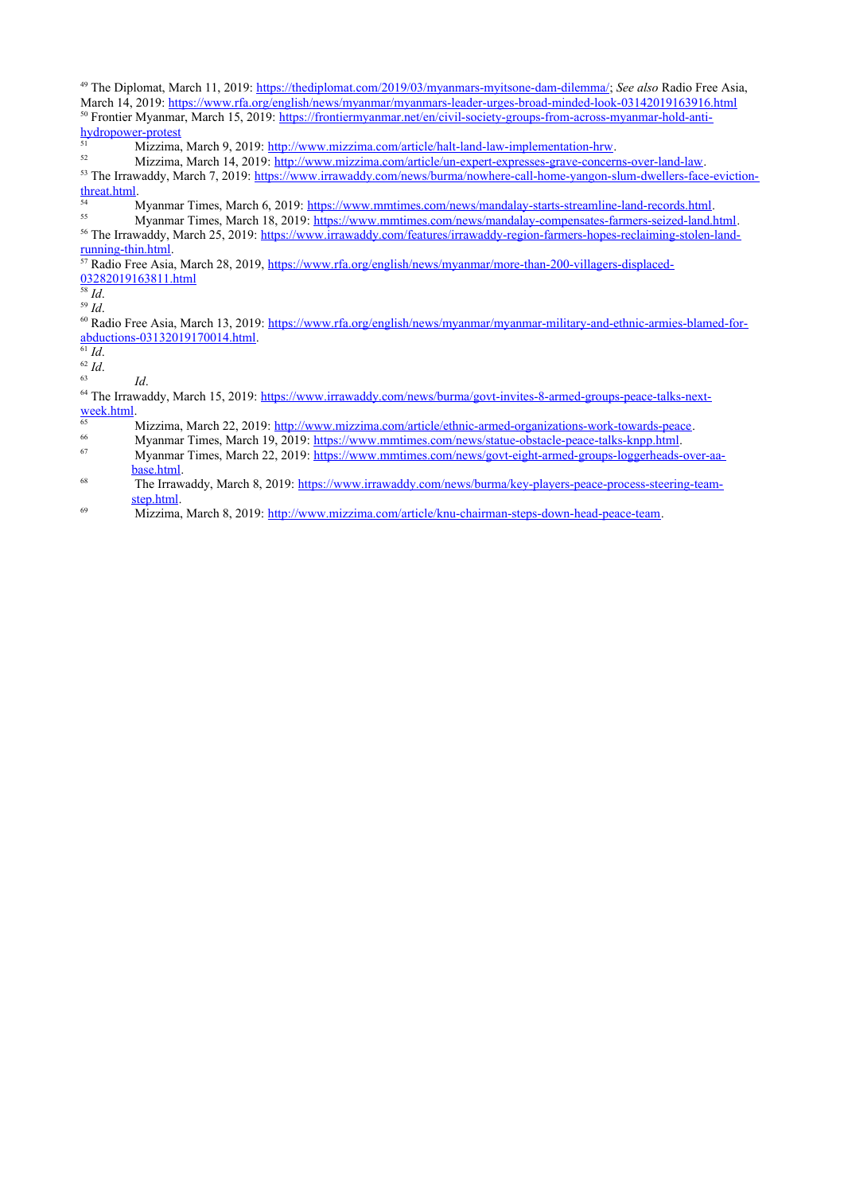[49] The Diplomat, March 11, 2019: https://thediplomat.com/2019/03/myanmars-myitsone-dam-dilemma/; *See also* Radio Free Asia, March 14, 2019: https://www.rfa.org/english/news/myanmar/myanmars-leader-urges-broad-minded-look-03142019163916.html

[50] Frontier Myanmar, March 15, 2019: https://frontiermyanmar.net/en/civil-society-groups-from-across-myanmar-hold-anti-hydropower-protest

[51] Mizzima, March 9, 2019: http://www.mizzima.com/article/halt-land-law-implementation-hrw.

[52] Mizzima, March 14, 2019: http://www.mizzima.com/article/un-expert-expresses-grave-concerns-over-land-law.

[53] The Irrawaddy, March 7, 2019: https://www.irrawaddy.com/news/burma/nowhere-call-home-yangon-slum-dwellers-face-eviction-threat.html.

[54] Myanmar Times, March 6, 2019: https://www.mmtimes.com/news/mandalay-starts-streamline-land-records.html.

[55] Myanmar Times, March 18, 2019: https://www.mmtimes.com/news/mandalay-compensates-farmers-seized-land.html.

[56] The Irrawaddy, March 25, 2019: https://www.irrawaddy.com/features/irrawaddy-region-farmers-hopes-reclaiming-stolen-land-running-thin.html.

[57] Radio Free Asia, March 28, 2019, https://www.rfa.org/english/news/myanmar/more-than-200-villagers-displaced-03282019163811.html

[58] *Id*.

[59] *Id*.

[60] Radio Free Asia, March 13, 2019: https://www.rfa.org/english/news/myanmar/myanmar-military-and-ethnic-armies-blamed-for-abductions-03132019170014.html.

[61] *Id*.

[62] *Id*.

[63] *Id*.

[64] The Irrawaddy, March 15, 2019: https://www.irrawaddy.com/news/burma/govt-invites-8-armed-groups-peace-talks-next-week.html.

[65] Mizzima, March 22, 2019: http://www.mizzima.com/article/ethnic-armed-organizations-work-towards-peace.

[66] Myanmar Times, March 19, 2019: https://www.mmtimes.com/news/statue-obstacle-peace-talks-knpp.html.

[67] Myanmar Times, March 22, 2019: https://www.mmtimes.com/news/govt-eight-armed-groups-loggerheads-over-aa-base.html.

[68] The Irrawaddy, March 8, 2019: https://www.irrawaddy.com/news/burma/key-players-peace-process-steering-team-step.html.

[69] Mizzima, March 8, 2019: http://www.mizzima.com/article/knu-chairman-steps-down-head-peace-team.